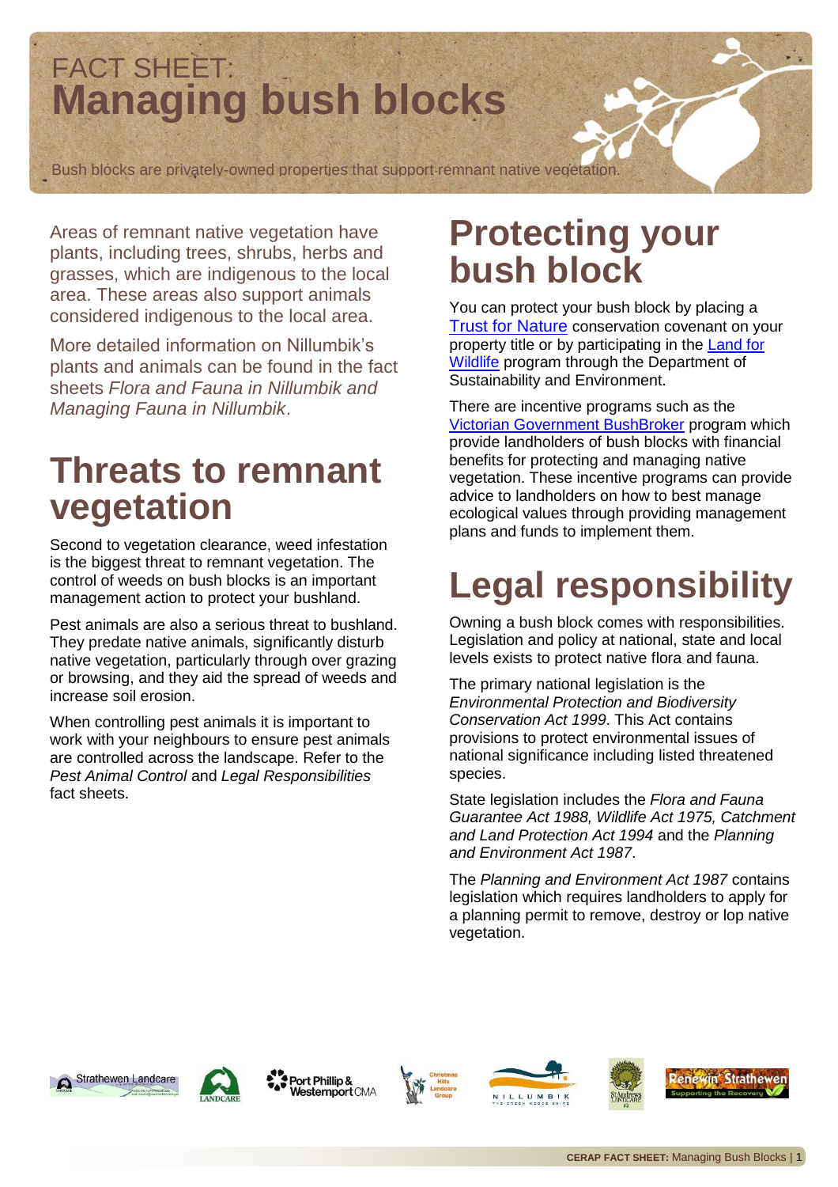FACT SHEET:

# Managing bush blocks

Bush blocks are privately-owned properties that support remnant native vegetation.

Areas of remnant native vegetation have plants, including trees, shrubs, herbs and grasses, which are indigenous to the local area. These areas also support animals considered indigenous to the local area.

More detailed information on Nillumbik's plants and animals can be found in the fact sheets *Flora and Fauna in Nillumbik and Managing Fauna in Nillumbik*.

## Threats to remnant vegetation

Second to vegetation clearance, weed infestation is the biggest threat to remnant vegetation. The control of weeds on bush blocks is an important management action to protect your bushland.

Pest animals are also a serious threat to bushland. They predate native animals, significantly disturb native vegetation, particularly through over grazing or browsing, and they aid the spread of weeds and increase soil erosion.

When controlling pest animals it is important to work with your neighbours to ensure pest animals are controlled across the landscape. Refer to the *Pest Animal Control* and *Legal Responsibilities* fact sheets.

## Protecting your bush block

You can protect your bush block by placing a Trust for Nature conservation covenant on your property title or by participating in the Land for Wildlife program through the Department of Sustainability and Environment.

There are incentive programs such as the Victorian Government BushBroker program which provide landholders of bush blocks with financial benefits for protecting and managing native vegetation. These incentive programs can provide advice to landholders on how to best manage ecological values through providing management plans and funds to implement them.

## Legal responsibility

Owning a bush block comes with responsibilities. Legislation and policy at national, state and local levels exists to protect native flora and fauna.

The primary national legislation is the *Environmental Protection and Biodiversity Conservation Act 1999*. This Act contains provisions to protect environmental issues of national significance including listed threatened species.

State legislation includes the *Flora and Fauna Guarantee Act 1988, Wildlife Act 1975, Catchment and Land Protection Act 1994* and the *Planning and Environment Act 1987*.

The *Planning and Environment Act 1987* contains legislation which requires landholders to apply for a planning permit to remove, destroy or lop native vegetation.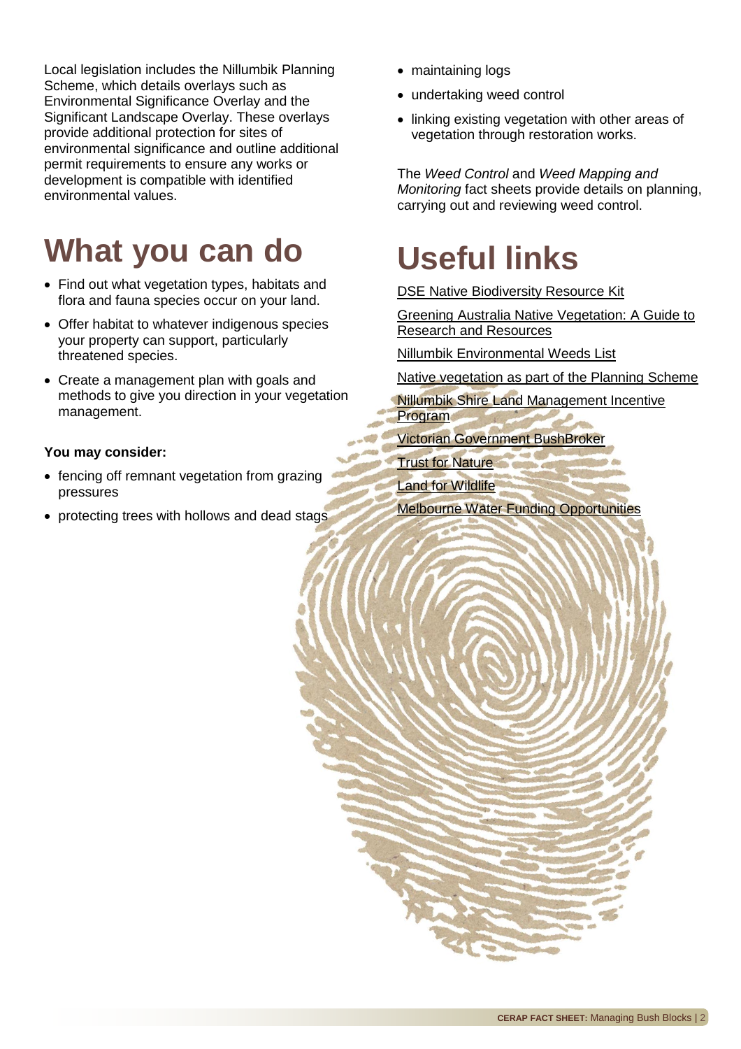Local legislation includes the Nillumbik Planning Scheme, which details overlays such as Environmental Significance Overlay and the Significant Landscape Overlay. These overlays provide additional protection for sites of environmental significance and outline additional permit requirements to ensure any works or development is compatible with identified environmental values.

# What you can do

- Find out what vegetation types, habitats and flora and fauna species occur on your land.
- Offer habitat to whatever indigenous species your property can support, particularly threatened species.
- Create a management plan with goals and methods to give you direction in your vegetation management.

**You may consider:**

- fencing off remnant vegetation from grazing pressures
- protecting trees with hollows and dead stags
- maintaining logs
- undertaking weed control
- linking existing vegetation with other areas of vegetation through restoration works.

The *Weed Control* and *Weed Mapping and Monitoring* fact sheets provide details on planning, carrying out and reviewing weed control.

# Useful links

DSE Native Biodiversity Resource Kit

Greening Australia Native Vegetation: A Guide to Research and Resources

Nillumbik Environmental Weeds List

Native vegetation as part of the Planning Scheme

Nillumbik Shire Land Management Incentive Program

Victorian Government BushBroker

Trust for Nature

Land for Wildlife

Melbourne Water Funding Opportunities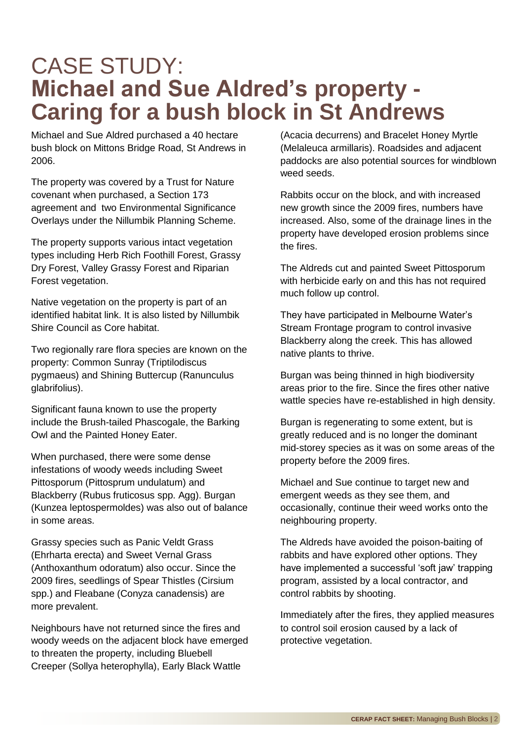# CASE STUDY: **Michael and Sue Aldred's property - Caring for a bush block in St Andrews**

Michael and Sue Aldred purchased a 40 hectare bush block on Mittons Bridge Road, St Andrews in 2006.

The property was covered by a Trust for Nature covenant when purchased, a Section 173 agreement and two Environmental Significance Overlays under the Nillumbik Planning Scheme.

The property supports various intact vegetation types including Herb Rich Foothill Forest, Grassy Dry Forest, Valley Grassy Forest and Riparian Forest vegetation.

Native vegetation on the property is part of an identified habitat link. It is also listed by Nillumbik Shire Council as Core habitat.

Two regionally rare flora species are known on the property: Common Sunray (Triptilodiscus pygmaeus) and Shining Buttercup (Ranunculus glabrifolius).

Significant fauna known to use the property include the Brush-tailed Phascogale, the Barking Owl and the Painted Honey Eater.

When purchased, there were some dense infestations of woody weeds including Sweet Pittosporum (Pittosprum undulatum) and Blackberry (Rubus fruticosus spp. Agg). Burgan (Kunzea leptospermoldes) was also out of balance in some areas.

Grassy species such as Panic Veldt Grass (Ehrharta erecta) and Sweet Vernal Grass (Anthoxanthum odoratum) also occur. Since the 2009 fires, seedlings of Spear Thistles (Cirsium spp.) and Fleabane (Conyza canadensis) are more prevalent.

Neighbours have not returned since the fires and woody weeds on the adjacent block have emerged to threaten the property, including Bluebell Creeper (Sollya heterophylla), Early Black Wattle (Acacia decurrens) and Bracelet Honey Myrtle (Melaleuca armillaris). Roadsides and adjacent paddocks are also potential sources for windblown weed seeds.

Rabbits occur on the block, and with increased new growth since the 2009 fires, numbers have increased. Also, some of the drainage lines in the property have developed erosion problems since the fires.

The Aldreds cut and painted Sweet Pittosporum with herbicide early on and this has not required much follow up control.

They have participated in Melbourne Water's Stream Frontage program to control invasive Blackberry along the creek. This has allowed native plants to thrive.

Burgan was being thinned in high biodiversity areas prior to the fire. Since the fires other native wattle species have re-established in high density.

Burgan is regenerating to some extent, but is greatly reduced and is no longer the dominant mid-storey species as it was on some areas of the property before the 2009 fires.

Michael and Sue continue to target new and emergent weeds as they see them, and occasionally, continue their weed works onto the neighbouring property.

The Aldreds have avoided the poison-baiting of rabbits and have explored other options. They have implemented a successful 'soft jaw' trapping program, assisted by a local contractor, and control rabbits by shooting.

Immediately after the fires, they applied measures to control soil erosion caused by a lack of protective vegetation.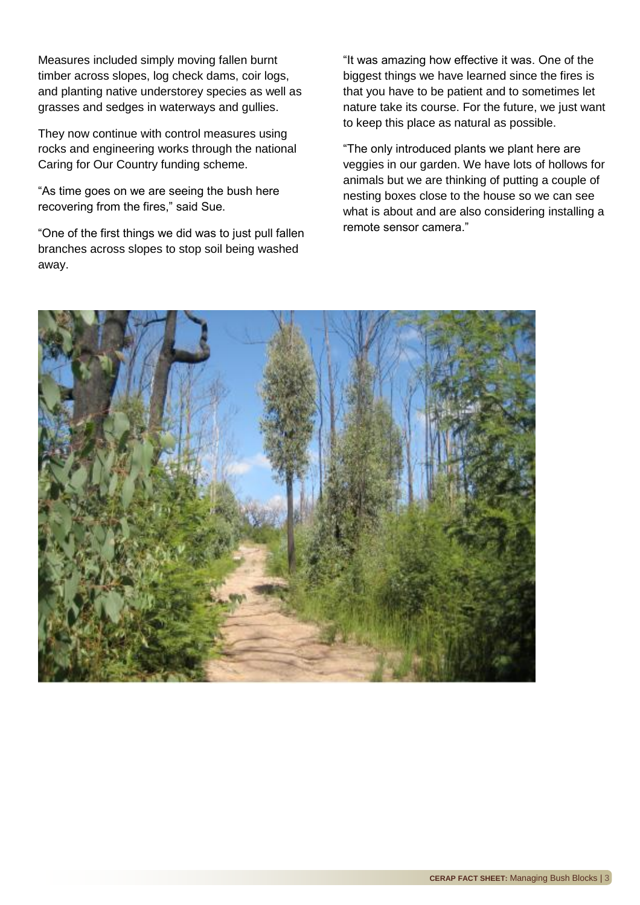Measures included simply moving fallen burnt timber across slopes, log check dams, coir logs, and planting native understorey species as well as grasses and sedges in waterways and gullies.

They now continue with control measures using rocks and engineering works through the national Caring for Our Country funding scheme.

"As time goes on we are seeing the bush here recovering from the fires," said Sue.

"One of the first things we did was to just pull fallen branches across slopes to stop soil being washed away.

"It was amazing how effective it was. One of the biggest things we have learned since the fires is that you have to be patient and to sometimes let nature take its course. For the future, we just want to keep this place as natural as possible.

"The only introduced plants we plant here are veggies in our garden. We have lots of hollows for animals but we are thinking of putting a couple of nesting boxes close to the house so we can see what is about and are also considering installing a remote sensor camera."